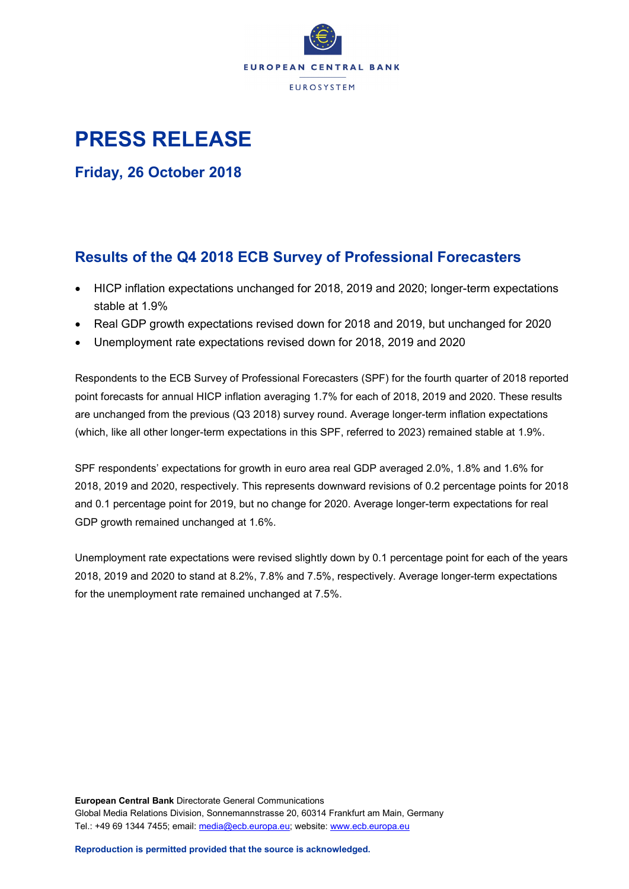EUROPEAN CENTRAL BANK

EUROSYSTEM

# PRESS RELEASE

### Friday, 26 October 2018

## Results of the Q4 2018 ECB Survey of Professional Forecasters

- HICP inflation expectations unchanged for 2018, 2019 and 2020; longer-term expectations stable at 1.9%
- Real GDP growth expectations revised down for 2018 and 2019, but unchanged for 2020
- Unemployment rate expectations revised down for 2018, 2019 and 2020

Respondents to the ECB Survey of Professional Forecasters (SPF) for the fourth quarter of 2018 reported point forecasts for annual HICP inflation averaging 1.7% for each of 2018, 2019 and 2020. These results are unchanged from the previous (Q3 2018) survey round. Average longer-term inflation expectations (which, like all other longer-term expectations in this SPF, referred to 2023) remained stable at 1.9%.

SPF respondents' expectations for growth in euro area real GDP averaged 2.0%, 1.8% and 1.6% for 2018, 2019 and 2020, respectively. This represents downward revisions of 0.2 percentage points for 2018 and 0.1 percentage point for 2019, but no change for 2020. Average longer-term expectations for real GDP growth remained unchanged at 1.6%.

Unemployment rate expectations were revised slightly down by 0.1 percentage point for each of the years 2018, 2019 and 2020 to stand at 8.2%, 7.8% and 7.5%, respectively. Average longer-term expectations for the unemployment rate remained unchanged at 7.5%.

**European Central Bank** Directorate General Communications
Global Media Relations Division, Sonnemannstrasse 20, 60314 Frankfurt am Main, Germany
Tel.: +49 69 1344 7455; email: media@ecb.europa.eu; website: www.ecb.europa.eu

**Reproduction is permitted provided that the source is acknowledged.**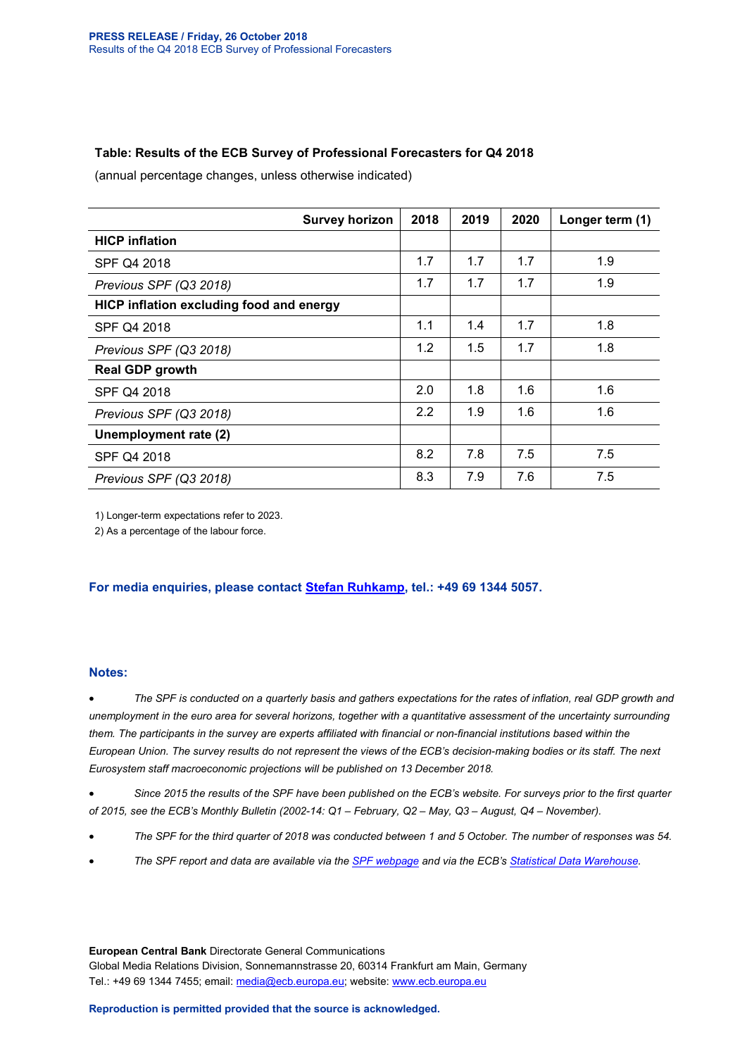**Table: Results of the ECB Survey of Professional Forecasters for Q4 2018**

(annual percentage changes, unless otherwise indicated)

| Survey horizon | 2018 | 2019 | 2020 | Longer term (1) |
|---|---|---|---|---|
| **HICP inflation** | | | | |
| SPF Q4 2018 | 1.7 | 1.7 | 1.7 | 1.9 |
| *Previous SPF (Q3 2018)* | 1.7 | 1.7 | 1.7 | 1.9 |
| **HICP inflation excluding food and energy** | | | | |
| SPF Q4 2018 | 1.1 | 1.4 | 1.7 | 1.8 |
| *Previous SPF (Q3 2018)* | 1.2 | 1.5 | 1.7 | 1.8 |
| **Real GDP growth** | | | | |
| SPF Q4 2018 | 2.0 | 1.8 | 1.6 | 1.6 |
| *Previous SPF (Q3 2018)* | 2.2 | 1.9 | 1.6 | 1.6 |
| **Unemployment rate (2)** | | | | |
| SPF Q4 2018 | 8.2 | 7.8 | 7.5 | 7.5 |
| *Previous SPF (Q3 2018)* | 8.3 | 7.9 | 7.6 | 7.5 |

1) Longer-term expectations refer to 2023.

2) As a percentage of the labour force.

**For media enquiries, please contact Stefan Ruhkamp, tel.: +49 69 1344 5057.**

**Notes:**

- *The SPF is conducted on a quarterly basis and gathers expectations for the rates of inflation, real GDP growth and unemployment in the euro area for several horizons, together with a quantitative assessment of the uncertainty surrounding them. The participants in the survey are experts affiliated with financial or non-financial institutions based within the European Union. The survey results do not represent the views of the ECB's decision-making bodies or its staff. The next Eurosystem staff macroeconomic projections will be published on 13 December 2018.*
- *Since 2015 the results of the SPF have been published on the ECB's website. For surveys prior to the first quarter of 2015, see the ECB's Monthly Bulletin (2002-14: Q1 – February, Q2 – May, Q3 – August, Q4 – November).*
- *The SPF for the third quarter of 2018 was conducted between 1 and 5 October. The number of responses was 54.*
- *The SPF report and data are available via the SPF webpage and via the ECB's Statistical Data Warehouse.*

**European Central Bank** Directorate General Communications
Global Media Relations Division, Sonnemannstrasse 20, 60314 Frankfurt am Main, Germany
Tel.: +49 69 1344 7455; email: media@ecb.europa.eu; website: www.ecb.europa.eu

**Reproduction is permitted provided that the source is acknowledged.**